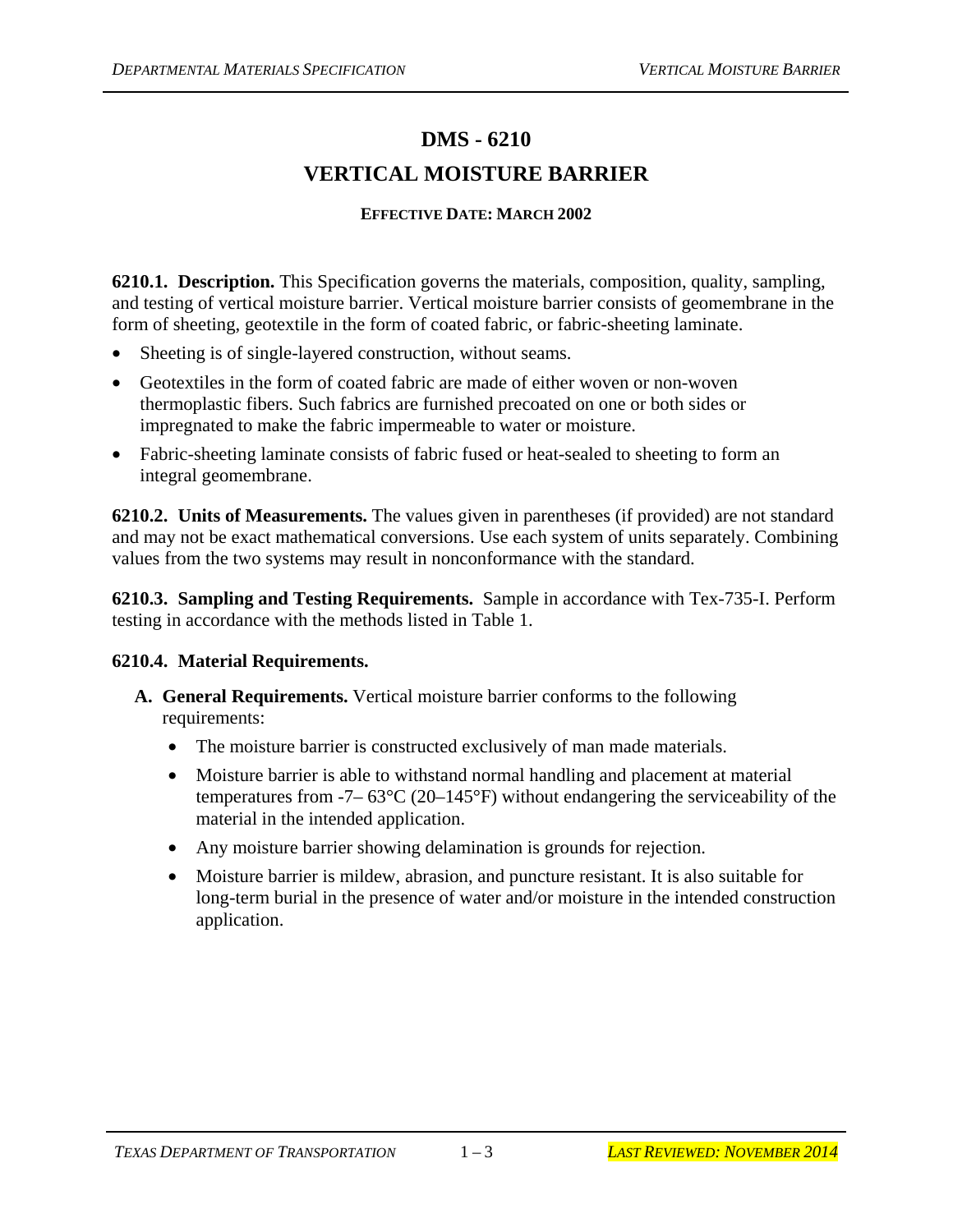# DMS - 6210

# VERTICAL MOISTURE BARRIER

**EFFECTIVE DATE: MARCH 2002**

**6210.1. Description.** This Specification governs the materials, composition, quality, sampling, and testing of vertical moisture barrier. Vertical moisture barrier consists of geomembrane in the form of sheeting, geotextile in the form of coated fabric, or fabric-sheeting laminate.

- Sheeting is of single-layered construction, without seams.
- Geotextiles in the form of coated fabric are made of either woven or non-woven thermoplastic fibers. Such fabrics are furnished precoated on one or both sides or impregnated to make the fabric impermeable to water or moisture.
- Fabric-sheeting laminate consists of fabric fused or heat-sealed to sheeting to form an integral geomembrane.

**6210.2. Units of Measurements.** The values given in parentheses (if provided) are not standard and may not be exact mathematical conversions. Use each system of units separately. Combining values from the two systems may result in nonconformance with the standard.

**6210.3. Sampling and Testing Requirements.** Sample in accordance with Tex-735-I. Perform testing in accordance with the methods listed in Table 1.

**6210.4. Material Requirements.**

**A. General Requirements.** Vertical moisture barrier conforms to the following requirements:

- The moisture barrier is constructed exclusively of man made materials.
- Moisture barrier is able to withstand normal handling and placement at material temperatures from -7– 63°C (20–145°F) without endangering the serviceability of the material in the intended application.
- Any moisture barrier showing delamination is grounds for rejection.
- Moisture barrier is mildew, abrasion, and puncture resistant. It is also suitable for long-term burial in the presence of water and/or moisture in the intended construction application.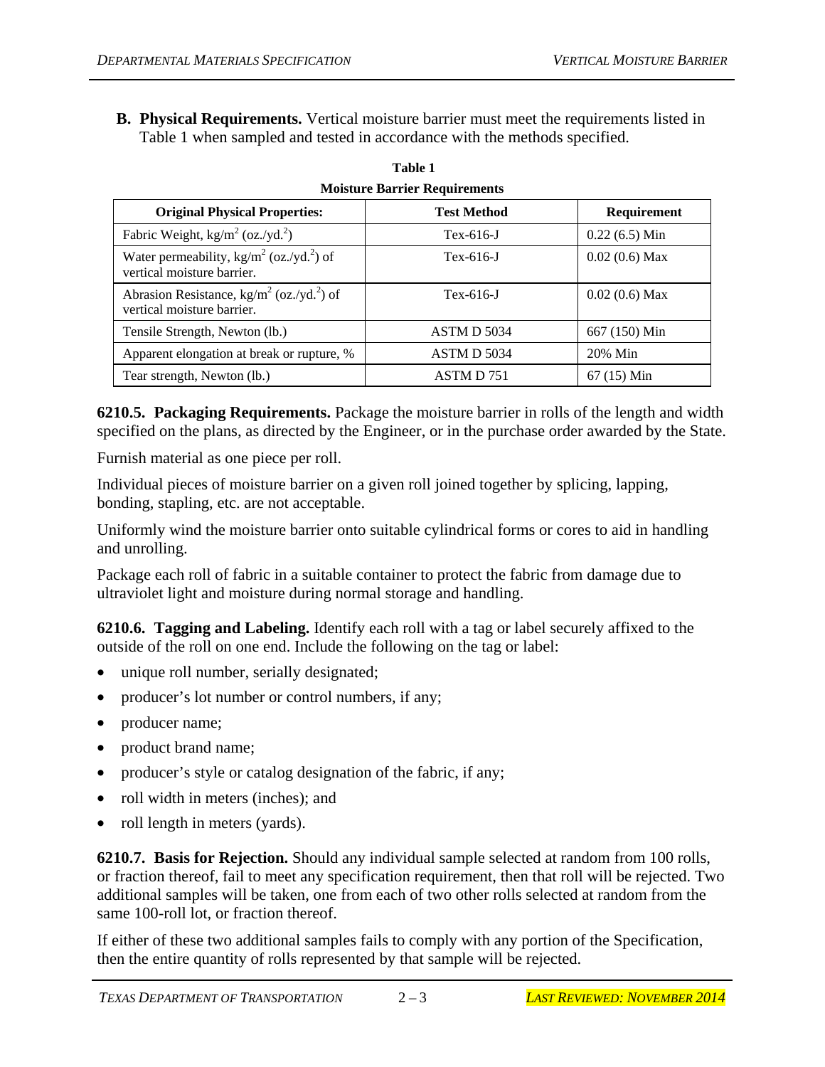**B. Physical Requirements.** Vertical moisture barrier must meet the requirements listed in Table 1 when sampled and tested in accordance with the methods specified.

**Table 1**
**Moisture Barrier Requirements**

| Original Physical Properties: | Test Method | Requirement |
|---|---|---|
| Fabric Weight, kg/m$^2$ (oz./yd.$^2$) | Tex-616-J | 0.22 (6.5) Min |
| Water permeability, kg/m$^2$ (oz./yd.$^2$) of vertical moisture barrier. | Tex-616-J | 0.02 (0.6) Max |
| Abrasion Resistance, kg/m$^2$ (oz./yd.$^2$) of vertical moisture barrier. | Tex-616-J | 0.02 (0.6) Max |
| Tensile Strength, Newton (lb.) | ASTM D 5034 | 667 (150) Min |
| Apparent elongation at break or rupture, % | ASTM D 5034 | 20% Min |
| Tear strength, Newton (lb.) | ASTM D 751 | 67 (15) Min |

**6210.5. Packaging Requirements.** Package the moisture barrier in rolls of the length and width specified on the plans, as directed by the Engineer, or in the purchase order awarded by the State.

Furnish material as one piece per roll.

Individual pieces of moisture barrier on a given roll joined together by splicing, lapping, bonding, stapling, etc. are not acceptable.

Uniformly wind the moisture barrier onto suitable cylindrical forms or cores to aid in handling and unrolling.

Package each roll of fabric in a suitable container to protect the fabric from damage due to ultraviolet light and moisture during normal storage and handling.

**6210.6. Tagging and Labeling.** Identify each roll with a tag or label securely affixed to the outside of the roll on one end. Include the following on the tag or label:

- unique roll number, serially designated;
- producer's lot number or control numbers, if any;
- producer name;
- product brand name;
- producer's style or catalog designation of the fabric, if any;
- roll width in meters (inches); and
- roll length in meters (yards).

**6210.7. Basis for Rejection.** Should any individual sample selected at random from 100 rolls, or fraction thereof, fail to meet any specification requirement, then that roll will be rejected. Two additional samples will be taken, one from each of two other rolls selected at random from the same 100-roll lot, or fraction thereof.

If either of these two additional samples fails to comply with any portion of the Specification, then the entire quantity of rolls represented by that sample will be rejected.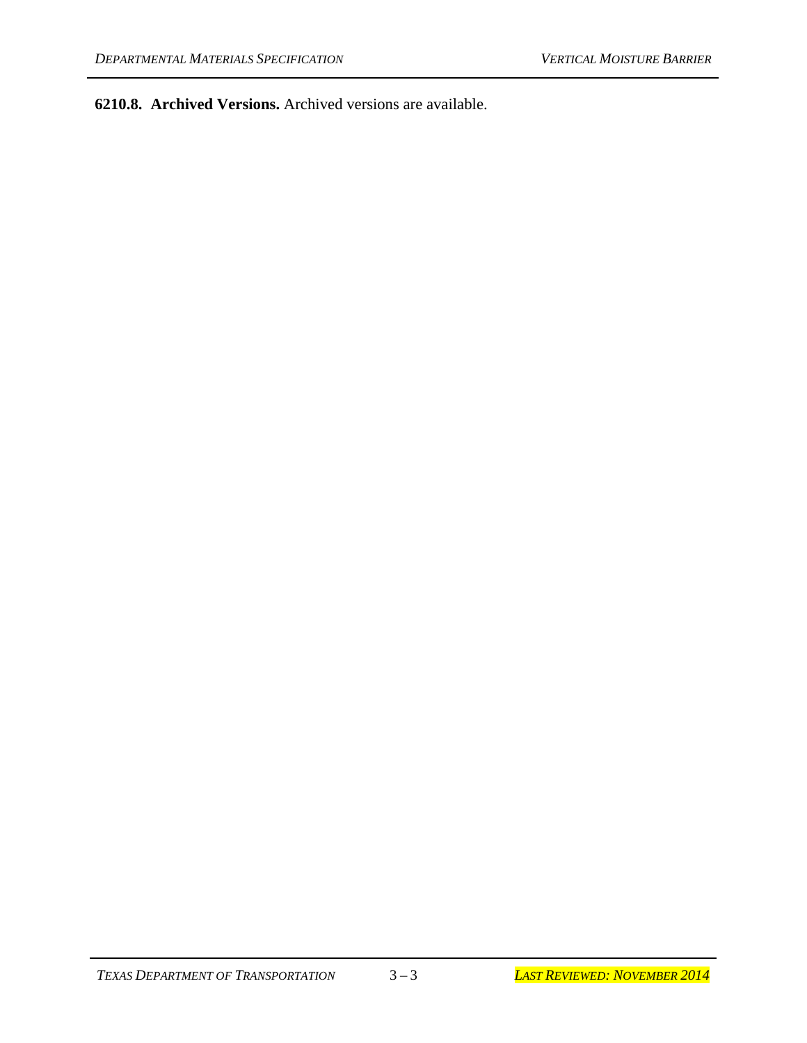**6210.8. Archived Versions.** Archived versions are available.